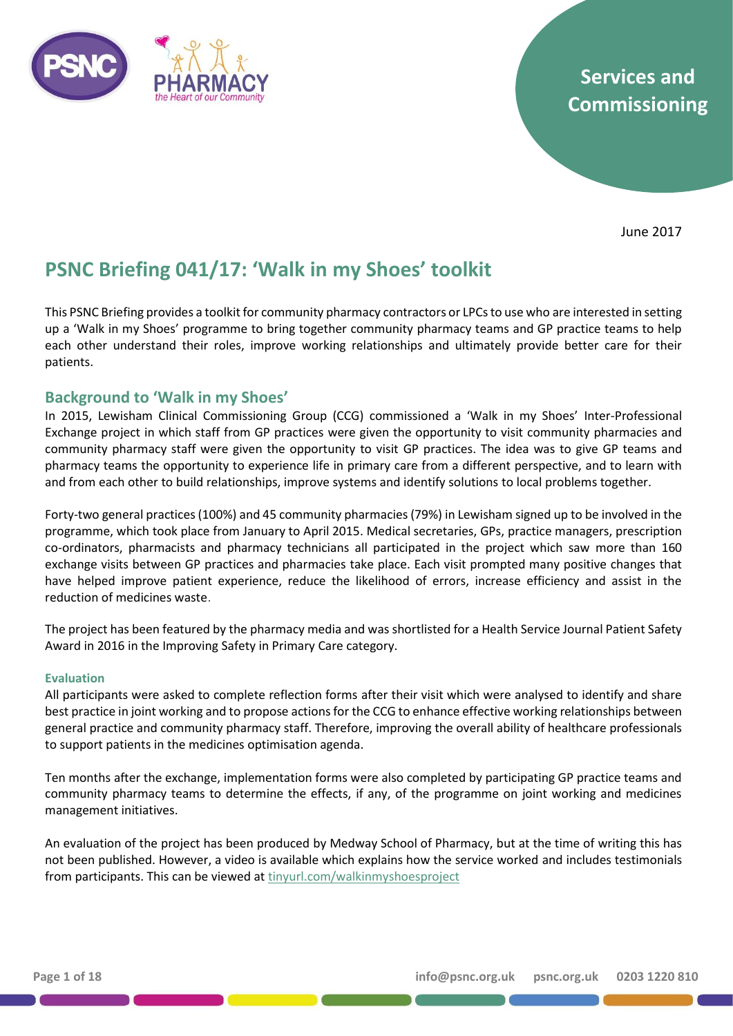Services and Commissioning

June 2017

# PSNC Briefing 041/17: 'Walk in my Shoes' toolkit

This PSNC Briefing provides a toolkit for community pharmacy contractors or LPCs to use who are interested in setting up a 'Walk in my Shoes' programme to bring together community pharmacy teams and GP practice teams to help each other understand their roles, improve working relationships and ultimately provide better care for their patients.

## Background to 'Walk in my Shoes'

In 2015, Lewisham Clinical Commissioning Group (CCG) commissioned a 'Walk in my Shoes' Inter-Professional Exchange project in which staff from GP practices were given the opportunity to visit community pharmacies and community pharmacy staff were given the opportunity to visit GP practices. The idea was to give GP teams and pharmacy teams the opportunity to experience life in primary care from a different perspective, and to learn with and from each other to build relationships, improve systems and identify solutions to local problems together.

Forty-two general practices (100%) and 45 community pharmacies (79%) in Lewisham signed up to be involved in the programme, which took place from January to April 2015. Medical secretaries, GPs, practice managers, prescription co-ordinators, pharmacists and pharmacy technicians all participated in the project which saw more than 160 exchange visits between GP practices and pharmacies take place. Each visit prompted many positive changes that have helped improve patient experience, reduce the likelihood of errors, increase efficiency and assist in the reduction of medicines waste.

The project has been featured by the pharmacy media and was shortlisted for a Health Service Journal Patient Safety Award in 2016 in the Improving Safety in Primary Care category.

### Evaluation

All participants were asked to complete reflection forms after their visit which were analysed to identify and share best practice in joint working and to propose actions for the CCG to enhance effective working relationships between general practice and community pharmacy staff. Therefore, improving the overall ability of healthcare professionals to support patients in the medicines optimisation agenda.

Ten months after the exchange, implementation forms were also completed by participating GP practice teams and community pharmacy teams to determine the effects, if any, of the programme on joint working and medicines management initiatives.

An evaluation of the project has been produced by Medway School of Pharmacy, but at the time of writing this has not been published. However, a video is available which explains how the service worked and includes testimonials from participants. This can be viewed at tinyurl.com/walkinmyshoesproject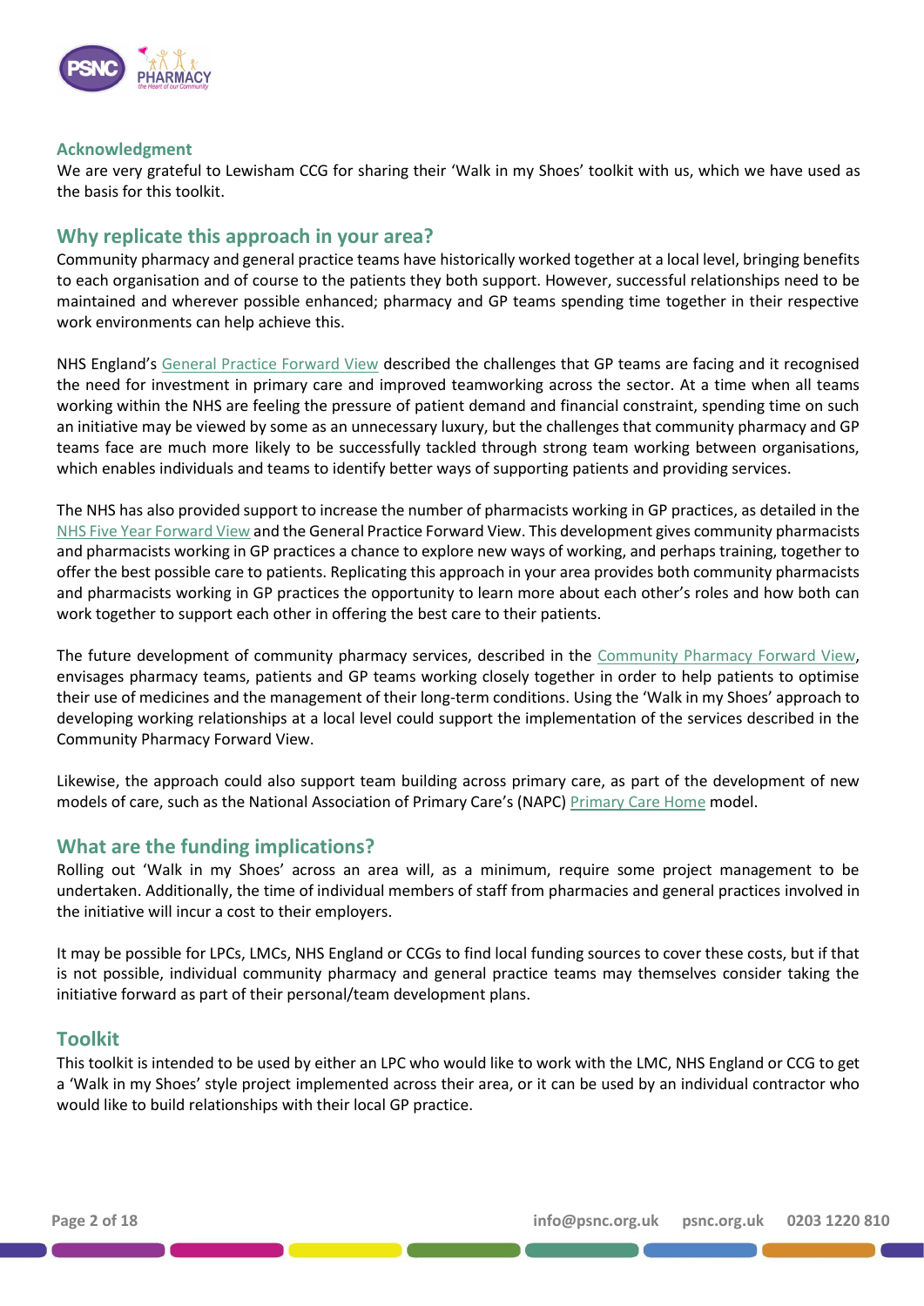### Acknowledgment

We are very grateful to Lewisham CCG for sharing their 'Walk in my Shoes' toolkit with us, which we have used as the basis for this toolkit.

## Why replicate this approach in your area?

Community pharmacy and general practice teams have historically worked together at a local level, bringing benefits to each organisation and of course to the patients they both support. However, successful relationships need to be maintained and wherever possible enhanced; pharmacy and GP teams spending time together in their respective work environments can help achieve this.

NHS England's General Practice Forward View described the challenges that GP teams are facing and it recognised the need for investment in primary care and improved teamworking across the sector. At a time when all teams working within the NHS are feeling the pressure of patient demand and financial constraint, spending time on such an initiative may be viewed by some as an unnecessary luxury, but the challenges that community pharmacy and GP teams face are much more likely to be successfully tackled through strong team working between organisations, which enables individuals and teams to identify better ways of supporting patients and providing services.

The NHS has also provided support to increase the number of pharmacists working in GP practices, as detailed in the NHS Five Year Forward View and the General Practice Forward View. This development gives community pharmacists and pharmacists working in GP practices a chance to explore new ways of working, and perhaps training, together to offer the best possible care to patients. Replicating this approach in your area provides both community pharmacists and pharmacists working in GP practices the opportunity to learn more about each other's roles and how both can work together to support each other in offering the best care to their patients.

The future development of community pharmacy services, described in the Community Pharmacy Forward View, envisages pharmacy teams, patients and GP teams working closely together in order to help patients to optimise their use of medicines and the management of their long-term conditions. Using the 'Walk in my Shoes' approach to developing working relationships at a local level could support the implementation of the services described in the Community Pharmacy Forward View.

Likewise, the approach could also support team building across primary care, as part of the development of new models of care, such as the National Association of Primary Care's (NAPC) Primary Care Home model.

## What are the funding implications?

Rolling out 'Walk in my Shoes' across an area will, as a minimum, require some project management to be undertaken. Additionally, the time of individual members of staff from pharmacies and general practices involved in the initiative will incur a cost to their employers.

It may be possible for LPCs, LMCs, NHS England or CCGs to find local funding sources to cover these costs, but if that is not possible, individual community pharmacy and general practice teams may themselves consider taking the initiative forward as part of their personal/team development plans.

## Toolkit

This toolkit is intended to be used by either an LPC who would like to work with the LMC, NHS England or CCG to get a 'Walk in my Shoes' style project implemented across their area, or it can be used by an individual contractor who would like to build relationships with their local GP practice.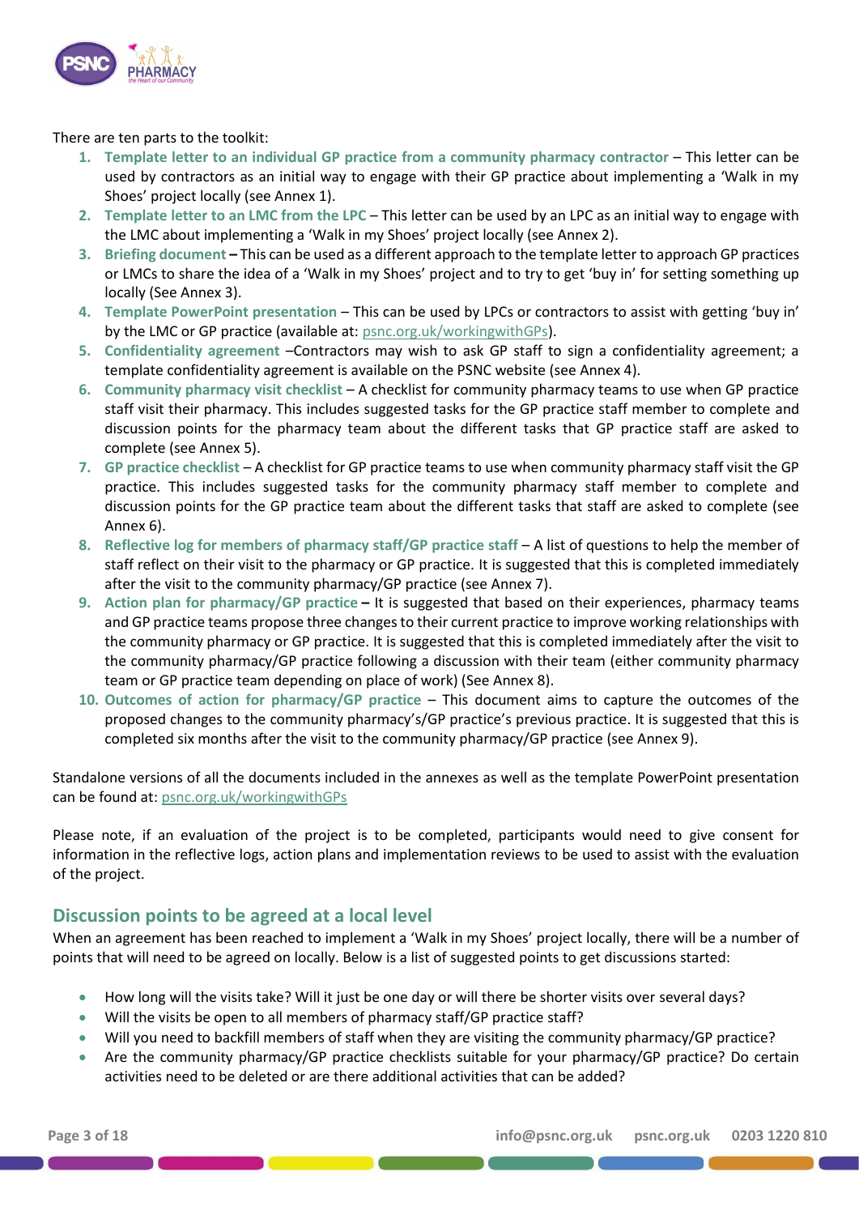There are ten parts to the toolkit:

1. **Template letter to an individual GP practice from a community pharmacy contractor** – This letter can be used by contractors as an initial way to engage with their GP practice about implementing a 'Walk in my Shoes' project locally (see Annex 1).
2. **Template letter to an LMC from the LPC** – This letter can be used by an LPC as an initial way to engage with the LMC about implementing a 'Walk in my Shoes' project locally (see Annex 2).
3. **Briefing document** – This can be used as a different approach to the template letter to approach GP practices or LMCs to share the idea of a 'Walk in my Shoes' project and to try to get 'buy in' for setting something up locally (See Annex 3).
4. **Template PowerPoint presentation** – This can be used by LPCs or contractors to assist with getting 'buy in' by the LMC or GP practice (available at: psnc.org.uk/workingwithGPs).
5. **Confidentiality agreement** –Contractors may wish to ask GP staff to sign a confidentiality agreement; a template confidentiality agreement is available on the PSNC website (see Annex 4).
6. **Community pharmacy visit checklist** – A checklist for community pharmacy teams to use when GP practice staff visit their pharmacy. This includes suggested tasks for the GP practice staff member to complete and discussion points for the pharmacy team about the different tasks that GP practice staff are asked to complete (see Annex 5).
7. **GP practice checklist** – A checklist for GP practice teams to use when community pharmacy staff visit the GP practice. This includes suggested tasks for the community pharmacy staff member to complete and discussion points for the GP practice team about the different tasks that staff are asked to complete (see Annex 6).
8. **Reflective log for members of pharmacy staff/GP practice staff** – A list of questions to help the member of staff reflect on their visit to the pharmacy or GP practice. It is suggested that this is completed immediately after the visit to the community pharmacy/GP practice (see Annex 7).
9. **Action plan for pharmacy/GP practice** – It is suggested that based on their experiences, pharmacy teams and GP practice teams propose three changes to their current practice to improve working relationships with the community pharmacy or GP practice. It is suggested that this is completed immediately after the visit to the community pharmacy/GP practice following a discussion with their team (either community pharmacy team or GP practice team depending on place of work) (See Annex 8).
10. **Outcomes of action for pharmacy/GP practice** – This document aims to capture the outcomes of the proposed changes to the community pharmacy's/GP practice's previous practice. It is suggested that this is completed six months after the visit to the community pharmacy/GP practice (see Annex 9).

Standalone versions of all the documents included in the annexes as well as the template PowerPoint presentation can be found at: psnc.org.uk/workingwithGPs

Please note, if an evaluation of the project is to be completed, participants would need to give consent for information in the reflective logs, action plans and implementation reviews to be used to assist with the evaluation of the project.

## Discussion points to be agreed at a local level

When an agreement has been reached to implement a 'Walk in my Shoes' project locally, there will be a number of points that will need to be agreed on locally. Below is a list of suggested points to get discussions started:

- How long will the visits take? Will it just be one day or will there be shorter visits over several days?
- Will the visits be open to all members of pharmacy staff/GP practice staff?
- Will you need to backfill members of staff when they are visiting the community pharmacy/GP practice?
- Are the community pharmacy/GP practice checklists suitable for your pharmacy/GP practice? Do certain activities need to be deleted or are there additional activities that can be added?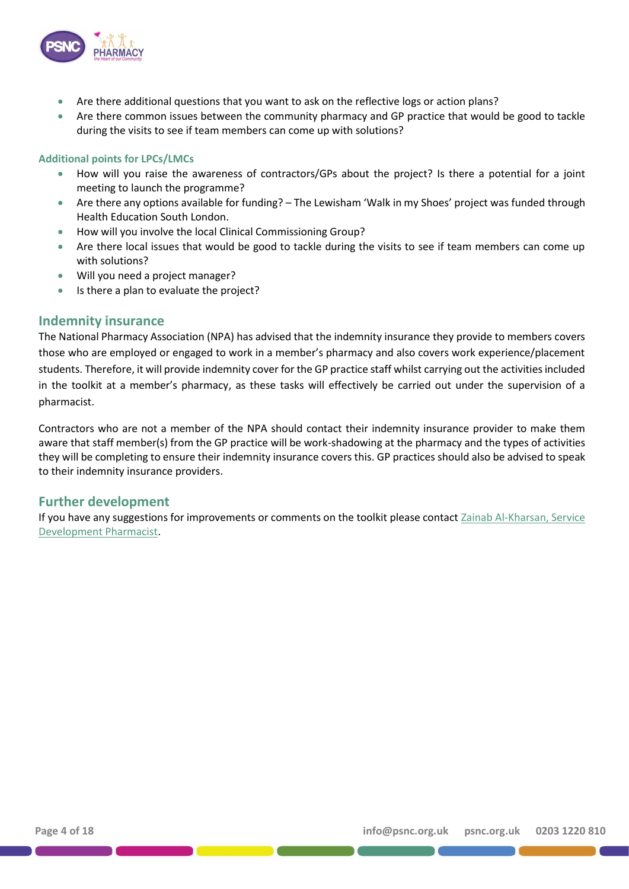- Are there additional questions that you want to ask on the reflective logs or action plans?
- Are there common issues between the community pharmacy and GP practice that would be good to tackle during the visits to see if team members can come up with solutions?

### Additional points for LPCs/LMCs

- How will you raise the awareness of contractors/GPs about the project? Is there a potential for a joint meeting to launch the programme?
- Are there any options available for funding? – The Lewisham 'Walk in my Shoes' project was funded through Health Education South London.
- How will you involve the local Clinical Commissioning Group?
- Are there local issues that would be good to tackle during the visits to see if team members can come up with solutions?
- Will you need a project manager?
- Is there a plan to evaluate the project?

## Indemnity insurance

The National Pharmacy Association (NPA) has advised that the indemnity insurance they provide to members covers those who are employed or engaged to work in a member's pharmacy and also covers work experience/placement students. Therefore, it will provide indemnity cover for the GP practice staff whilst carrying out the activities included in the toolkit at a member's pharmacy, as these tasks will effectively be carried out under the supervision of a pharmacist.

Contractors who are not a member of the NPA should contact their indemnity insurance provider to make them aware that staff member(s) from the GP practice will be work-shadowing at the pharmacy and the types of activities they will be completing to ensure their indemnity insurance covers this. GP practices should also be advised to speak to their indemnity insurance providers.

## Further development

If you have any suggestions for improvements or comments on the toolkit please contact Zainab Al-Kharsan, Service Development Pharmacist.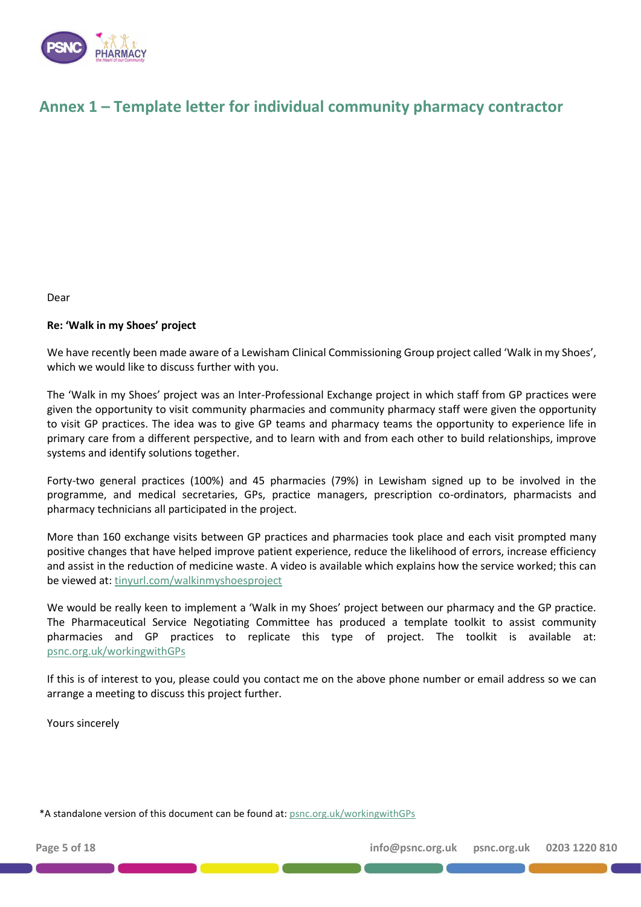## Annex 1 – Template letter for individual community pharmacy contractor

Dear

**Re: 'Walk in my Shoes' project**

We have recently been made aware of a Lewisham Clinical Commissioning Group project called 'Walk in my Shoes', which we would like to discuss further with you.

The 'Walk in my Shoes' project was an Inter-Professional Exchange project in which staff from GP practices were given the opportunity to visit community pharmacies and community pharmacy staff were given the opportunity to visit GP practices. The idea was to give GP teams and pharmacy teams the opportunity to experience life in primary care from a different perspective, and to learn with and from each other to build relationships, improve systems and identify solutions together.

Forty-two general practices (100%) and 45 pharmacies (79%) in Lewisham signed up to be involved in the programme, and medical secretaries, GPs, practice managers, prescription co-ordinators, pharmacists and pharmacy technicians all participated in the project.

More than 160 exchange visits between GP practices and pharmacies took place and each visit prompted many positive changes that have helped improve patient experience, reduce the likelihood of errors, increase efficiency and assist in the reduction of medicine waste. A video is available which explains how the service worked; this can be viewed at: tinyurl.com/walkinmyshoesproject

We would be really keen to implement a 'Walk in my Shoes' project between our pharmacy and the GP practice. The Pharmaceutical Service Negotiating Committee has produced a template toolkit to assist community pharmacies and GP practices to replicate this type of project. The toolkit is available at: psnc.org.uk/workingwithGPs

If this is of interest to you, please could you contact me on the above phone number or email address so we can arrange a meeting to discuss this project further.

Yours sincerely

*A standalone version of this document can be found at: psnc.org.uk/workingwithGPs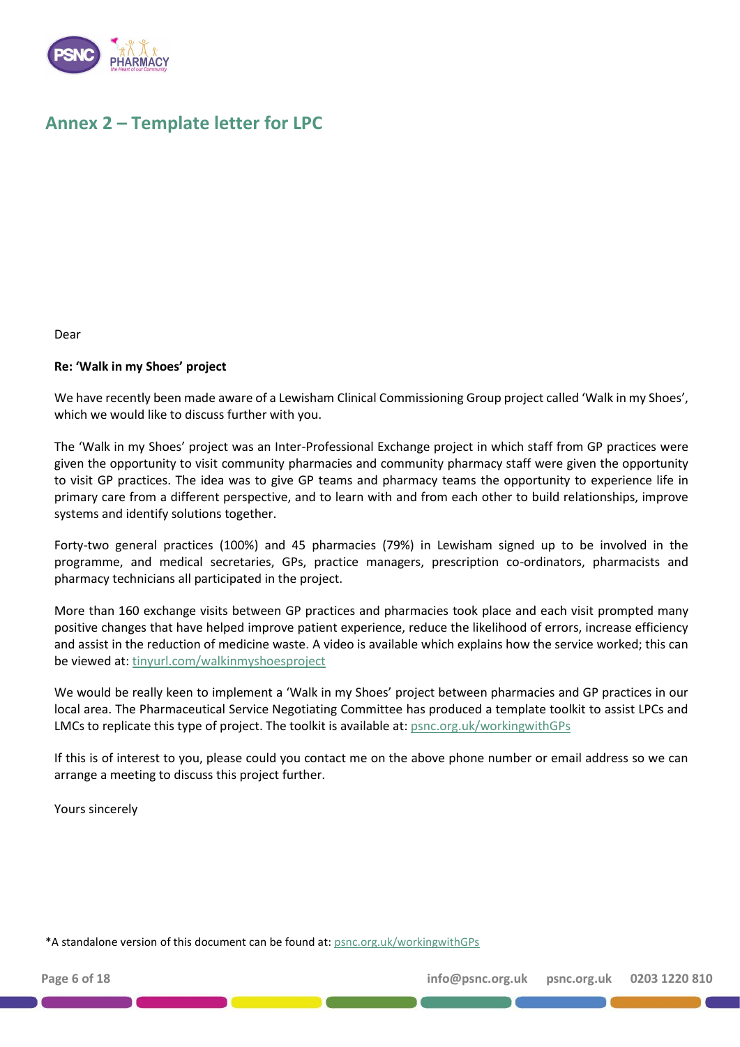## Annex 2 – Template letter for LPC

Dear

**Re: 'Walk in my Shoes' project**

We have recently been made aware of a Lewisham Clinical Commissioning Group project called 'Walk in my Shoes', which we would like to discuss further with you.

The 'Walk in my Shoes' project was an Inter-Professional Exchange project in which staff from GP practices were given the opportunity to visit community pharmacies and community pharmacy staff were given the opportunity to visit GP practices. The idea was to give GP teams and pharmacy teams the opportunity to experience life in primary care from a different perspective, and to learn with and from each other to build relationships, improve systems and identify solutions together.

Forty-two general practices (100%) and 45 pharmacies (79%) in Lewisham signed up to be involved in the programme, and medical secretaries, GPs, practice managers, prescription co-ordinators, pharmacists and pharmacy technicians all participated in the project.

More than 160 exchange visits between GP practices and pharmacies took place and each visit prompted many positive changes that have helped improve patient experience, reduce the likelihood of errors, increase efficiency and assist in the reduction of medicine waste. A video is available which explains how the service worked; this can be viewed at: tinyurl.com/walkinmyshoesproject

We would be really keen to implement a 'Walk in my Shoes' project between pharmacies and GP practices in our local area. The Pharmaceutical Service Negotiating Committee has produced a template toolkit to assist LPCs and LMCs to replicate this type of project. The toolkit is available at: psnc.org.uk/workingwithGPs

If this is of interest to you, please could you contact me on the above phone number or email address so we can arrange a meeting to discuss this project further.

Yours sincerely

*A standalone version of this document can be found at: psnc.org.uk/workingwithGPs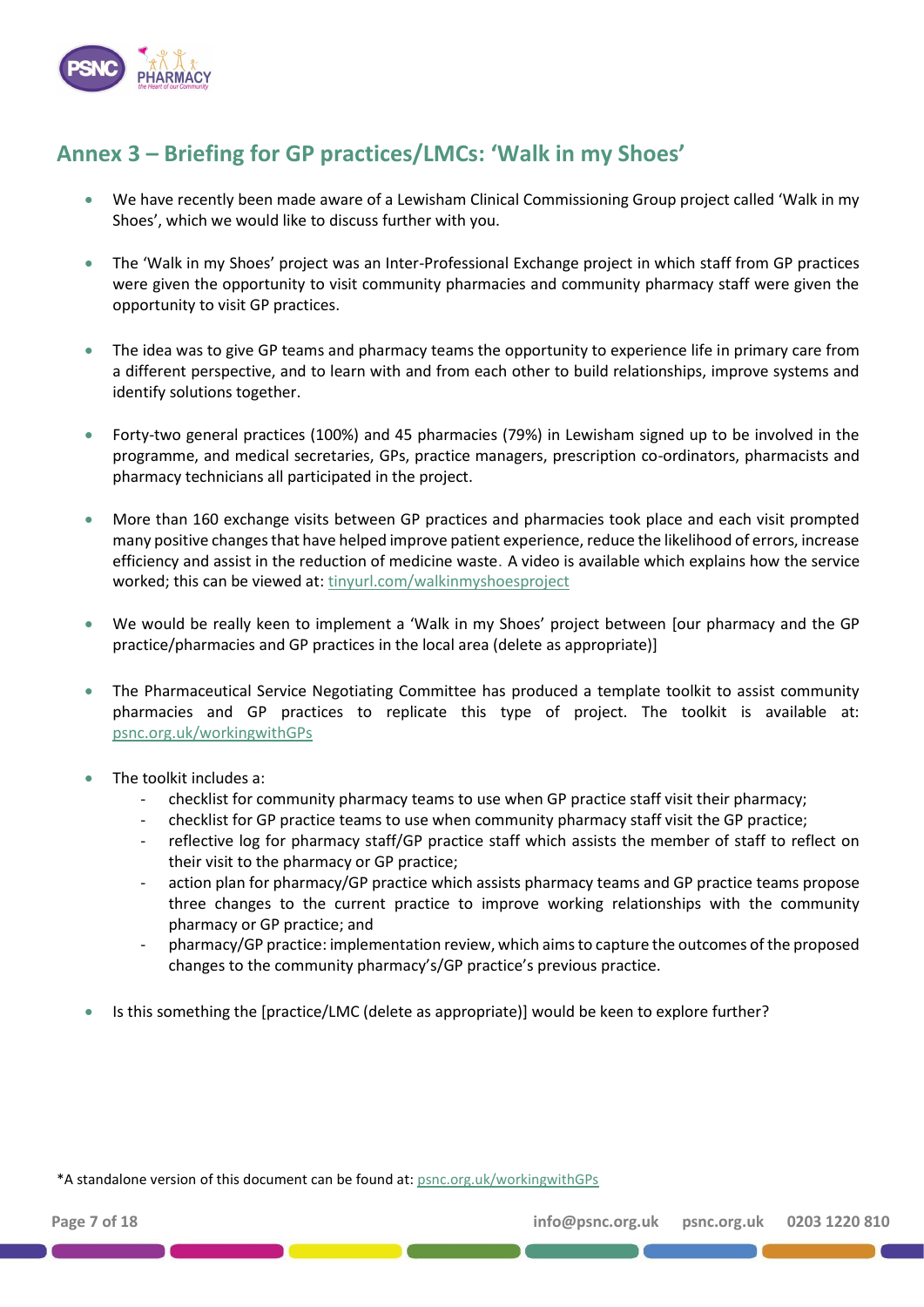## Annex 3 – Briefing for GP practices/LMCs: 'Walk in my Shoes'

- We have recently been made aware of a Lewisham Clinical Commissioning Group project called 'Walk in my Shoes', which we would like to discuss further with you.
- The 'Walk in my Shoes' project was an Inter-Professional Exchange project in which staff from GP practices were given the opportunity to visit community pharmacies and community pharmacy staff were given the opportunity to visit GP practices.
- The idea was to give GP teams and pharmacy teams the opportunity to experience life in primary care from a different perspective, and to learn with and from each other to build relationships, improve systems and identify solutions together.
- Forty-two general practices (100%) and 45 pharmacies (79%) in Lewisham signed up to be involved in the programme, and medical secretaries, GPs, practice managers, prescription co-ordinators, pharmacists and pharmacy technicians all participated in the project.
- More than 160 exchange visits between GP practices and pharmacies took place and each visit prompted many positive changes that have helped improve patient experience, reduce the likelihood of errors, increase efficiency and assist in the reduction of medicine waste. A video is available which explains how the service worked; this can be viewed at: tinyurl.com/walkinmyshoesproject
- We would be really keen to implement a 'Walk in my Shoes' project between [our pharmacy and the GP practice/pharmacies and GP practices in the local area (delete as appropriate)]
- The Pharmaceutical Service Negotiating Committee has produced a template toolkit to assist community pharmacies and GP practices to replicate this type of project. The toolkit is available at: psnc.org.uk/workingwithGPs
- The toolkit includes a:
  - checklist for community pharmacy teams to use when GP practice staff visit their pharmacy;
  - checklist for GP practice teams to use when community pharmacy staff visit the GP practice;
  - reflective log for pharmacy staff/GP practice staff which assists the member of staff to reflect on their visit to the pharmacy or GP practice;
  - action plan for pharmacy/GP practice which assists pharmacy teams and GP practice teams propose three changes to the current practice to improve working relationships with the community pharmacy or GP practice; and
  - pharmacy/GP practice: implementation review, which aims to capture the outcomes of the proposed changes to the community pharmacy's/GP practice's previous practice.
- Is this something the [practice/LMC (delete as appropriate)] would be keen to explore further?

*A standalone version of this document can be found at: psnc.org.uk/workingwithGPs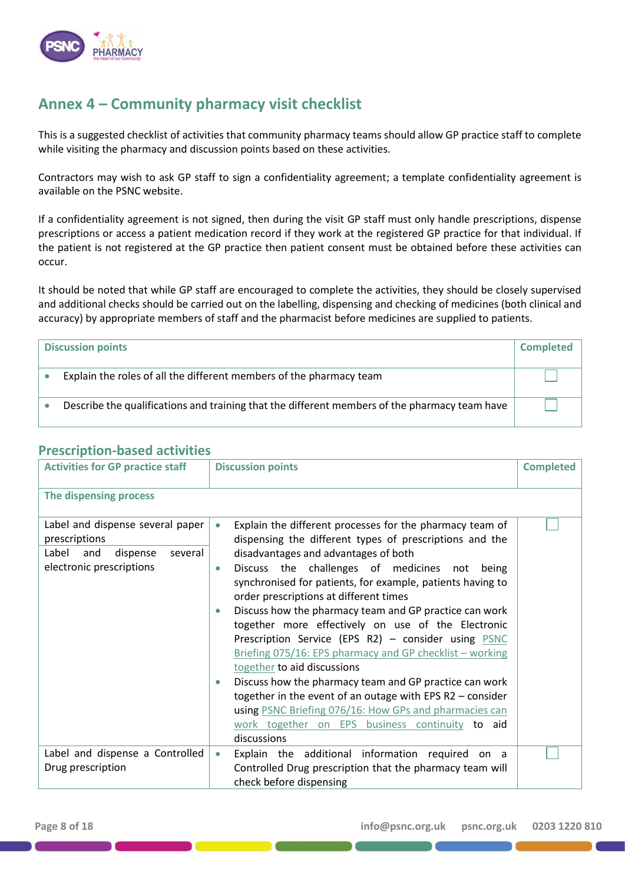## Annex 4 – Community pharmacy visit checklist

This is a suggested checklist of activities that community pharmacy teams should allow GP practice staff to complete while visiting the pharmacy and discussion points based on these activities.

Contractors may wish to ask GP staff to sign a confidentiality agreement; a template confidentiality agreement is available on the PSNC website.

If a confidentiality agreement is not signed, then during the visit GP staff must only handle prescriptions, dispense prescriptions or access a patient medication record if they work at the registered GP practice for that individual. If the patient is not registered at the GP practice then patient consent must be obtained before these activities can occur.

It should be noted that while GP staff are encouraged to complete the activities, they should be closely supervised and additional checks should be carried out on the labelling, dispensing and checking of medicines (both clinical and accuracy) by appropriate members of staff and the pharmacist before medicines are supplied to patients.

| Discussion points | Completed |
|---|---|
| • Explain the roles of all the different members of the pharmacy team | ☐ |
| • Describe the qualifications and training that the different members of the pharmacy team have | ☐ |

### Prescription-based activities

| Activities for GP practice staff | Discussion points | Completed |
|---|---|---|
| **The dispensing process** | | |
| Label and dispense several paper prescriptions<br>Label and dispense several electronic prescriptions | • Explain the different processes for the pharmacy team of dispensing the different types of prescriptions and the disadvantages and advantages of both<br>• Discuss the challenges of medicines not being synchronised for patients, for example, patients having to order prescriptions at different times<br>• Discuss how the pharmacy team and GP practice can work together more effectively on use of the Electronic Prescription Service (EPS R2) – consider using PSNC Briefing 075/16: EPS pharmacy and GP checklist – working together to aid discussions<br>• Discuss how the pharmacy team and GP practice can work together in the event of an outage with EPS R2 – consider using PSNC Briefing 076/16: How GPs and pharmacies can work together on EPS business continuity to aid discussions | ☐ |
| Label and dispense a Controlled Drug prescription | • Explain the additional information required on a Controlled Drug prescription that the pharmacy team will check before dispensing | ☐ |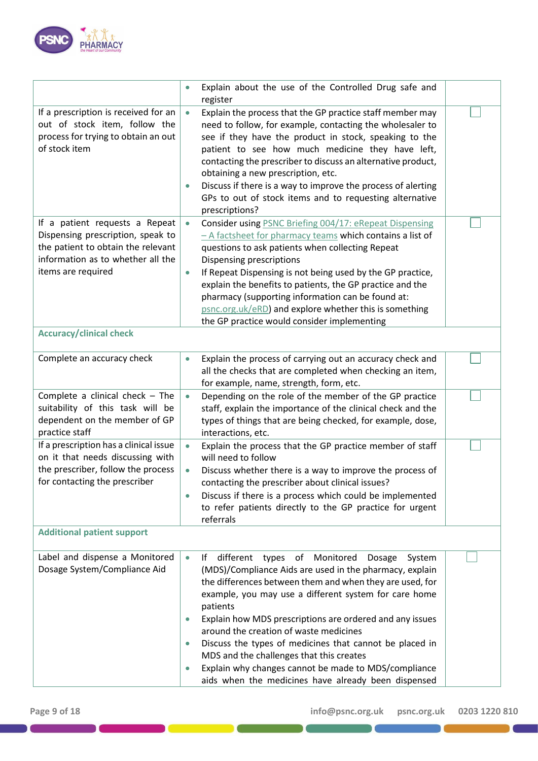| | | |
|---|---|---|
| | • Explain about the use of the Controlled Drug safe and register | |
| If a prescription is received for an out of stock item, follow the process for trying to obtain an out of stock item | • Explain the process that the GP practice staff member may need to follow, for example, contacting the wholesaler to see if they have the product in stock, speaking to the patient to see how much medicine they have left, contacting the prescriber to discuss an alternative product, obtaining a new prescription, etc.<br>• Discuss if there is a way to improve the process of alerting GPs to out of stock items and to requesting alternative prescriptions? | ☐ |
| If a patient requests a Repeat Dispensing prescription, speak to the patient to obtain the relevant information as to whether all the items are required | • Consider using PSNC Briefing 004/17: eRepeat Dispensing – A factsheet for pharmacy teams which contains a list of questions to ask patients when collecting Repeat Dispensing prescriptions<br>• If Repeat Dispensing is not being used by the GP practice, explain the benefits to patients, the GP practice and the pharmacy (supporting information can be found at: psnc.org.uk/eRD) and explore whether this is something the GP practice would consider implementing | ☐ |
| **Accuracy/clinical check** | | |
| Complete an accuracy check | • Explain the process of carrying out an accuracy check and all the checks that are completed when checking an item, for example, name, strength, form, etc. | ☐ |
| Complete a clinical check – The suitability of this task will be dependent on the member of GP practice staff | • Depending on the role of the member of the GP practice staff, explain the importance of the clinical check and the types of things that are being checked, for example, dose, interactions, etc. | ☐ |
| If a prescription has a clinical issue on it that needs discussing with the prescriber, follow the process for contacting the prescriber | • Explain the process that the GP practice member of staff will need to follow<br>• Discuss whether there is a way to improve the process of contacting the prescriber about clinical issues?<br>• Discuss if there is a process which could be implemented to refer patients directly to the GP practice for urgent referrals | ☐ |
| **Additional patient support** | | |
| Label and dispense a Monitored Dosage System/Compliance Aid | • If different types of Monitored Dosage System (MDS)/Compliance Aids are used in the pharmacy, explain the differences between them and when they are used, for example, you may use a different system for care home patients<br>• Explain how MDS prescriptions are ordered and any issues around the creation of waste medicines<br>• Discuss the types of medicines that cannot be placed in MDS and the challenges that this creates<br>• Explain why changes cannot be made to MDS/compliance aids when the medicines have already been dispensed | ☐ |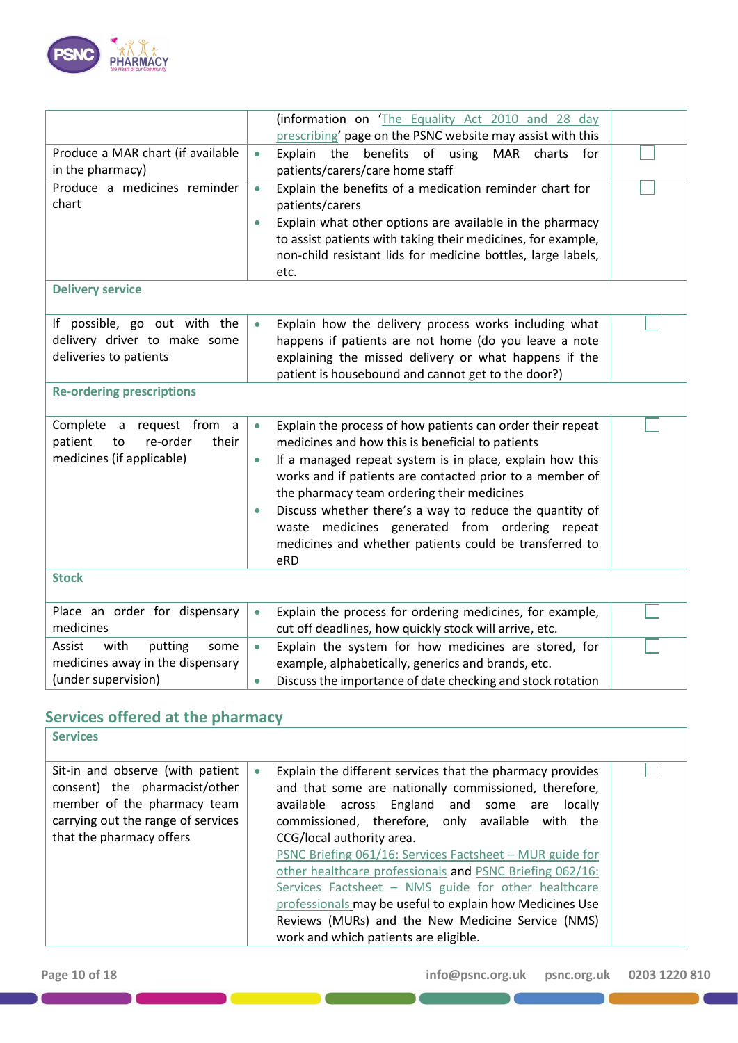| | | |
|---|---|---|
| | (information on 'The Equality Act 2010 and 28 day prescribing' page on the PSNC website may assist with this | |
| Produce a MAR chart (if available in the pharmacy) | • Explain the benefits of using MAR charts for patients/carers/care home staff | ☐ |
| Produce a medicines reminder chart | • Explain the benefits of a medication reminder chart for patients/carers<br>• Explain what other options are available in the pharmacy to assist patients with taking their medicines, for example, non-child resistant lids for medicine bottles, large labels, etc. | ☐ |
| **Delivery service** | | |
| If possible, go out with the delivery driver to make some deliveries to patients | • Explain how the delivery process works including what happens if patients are not home (do you leave a note explaining the missed delivery or what happens if the patient is housebound and cannot get to the door?) | ☐ |
| **Re-ordering prescriptions** | | |
| Complete a request from a patient to re-order their medicines (if applicable) | • Explain the process of how patients can order their repeat medicines and how this is beneficial to patients<br>• If a managed repeat system is in place, explain how this works and if patients are contacted prior to a member of the pharmacy team ordering their medicines<br>• Discuss whether there's a way to reduce the quantity of waste medicines generated from ordering repeat medicines and whether patients could be transferred to eRD | ☐ |
| **Stock** | | |
| Place an order for dispensary medicines | • Explain the process for ordering medicines, for example, cut off deadlines, how quickly stock will arrive, etc. | ☐ |
| Assist with putting some medicines away in the dispensary (under supervision) | • Explain the system for how medicines are stored, for example, alphabetically, generics and brands, etc.<br>• Discuss the importance of date checking and stock rotation | ☐ |

## Services offered at the pharmacy

| | | |
|---|---|---|
| **Services** | | |
| Sit-in and observe (with patient consent) the pharmacist/other member of the pharmacy team carrying out the range of services that the pharmacy offers | • Explain the different services that the pharmacy provides and that some are nationally commissioned, therefore, available across England and some are locally commissioned, therefore, only available with the CCG/local authority area.<br>PSNC Briefing 061/16: Services Factsheet – MUR guide for other healthcare professionals and PSNC Briefing 062/16: Services Factsheet – NMS guide for other healthcare professionals may be useful to explain how Medicines Use Reviews (MURs) and the New Medicine Service (NMS) work and which patients are eligible. | ☐ |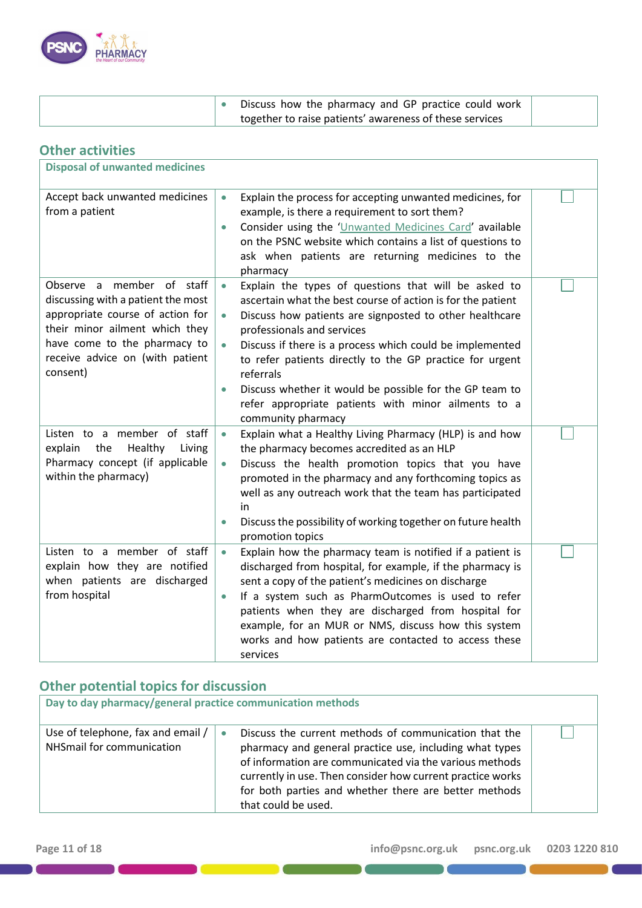| | | |
|---|---|---|
| | • Discuss how the pharmacy and GP practice could work together to raise patients' awareness of these services | |

## Other activities

| Disposal of unwanted medicines | | |
|---|---|---|
| Accept back unwanted medicines from a patient | • Explain the process for accepting unwanted medicines, for example, is there a requirement to sort them?<br>• Consider using the 'Unwanted Medicines Card' available on the PSNC website which contains a list of questions to ask when patients are returning medicines to the pharmacy | ☐ |
| Observe a member of staff discussing with a patient the most appropriate course of action for their minor ailment which they have come to the pharmacy to receive advice on (with patient consent) | • Explain the types of questions that will be asked to ascertain what the best course of action is for the patient<br>• Discuss how patients are signposted to other healthcare professionals and services<br>• Discuss if there is a process which could be implemented to refer patients directly to the GP practice for urgent referrals<br>• Discuss whether it would be possible for the GP team to refer appropriate patients with minor ailments to a community pharmacy | ☐ |
| Listen to a member of staff explain the Healthy Living Pharmacy concept (if applicable within the pharmacy) | • Explain what a Healthy Living Pharmacy (HLP) is and how the pharmacy becomes accredited as an HLP<br>• Discuss the health promotion topics that you have promoted in the pharmacy and any forthcoming topics as well as any outreach work that the team has participated in<br>• Discuss the possibility of working together on future health promotion topics | ☐ |
| Listen to a member of staff explain how they are notified when patients are discharged from hospital | • Explain how the pharmacy team is notified if a patient is discharged from hospital, for example, if the pharmacy is sent a copy of the patient's medicines on discharge<br>• If a system such as PharmOutcomes is used to refer patients when they are discharged from hospital for example, for an MUR or NMS, discuss how this system works and how patients are contacted to access these services | ☐ |

## Other potential topics for discussion

| Day to day pharmacy/general practice communication methods | | |
|---|---|---|
| Use of telephone, fax and email / NHSmail for communication | • Discuss the current methods of communication that the pharmacy and general practice use, including what types of information are communicated via the various methods currently in use. Then consider how current practice works for both parties and whether there are better methods that could be used. | ☐ |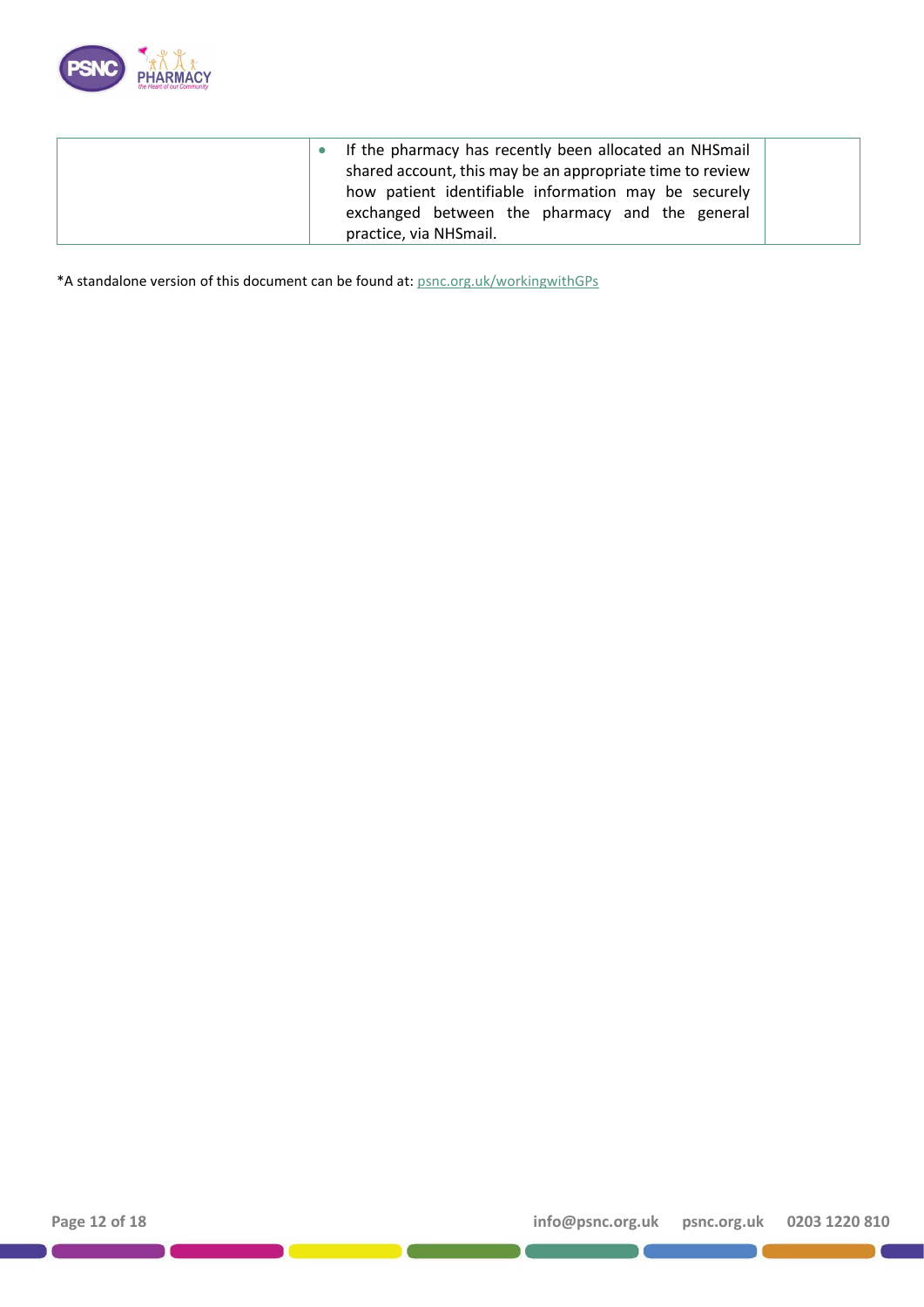| | | |
|---|---|---|
| | • If the pharmacy has recently been allocated an NHSmail shared account, this may be an appropriate time to review how patient identifiable information may be securely exchanged between the pharmacy and the general practice, via NHSmail. | |

*A standalone version of this document can be found at: psnc.org.uk/workingwithGPs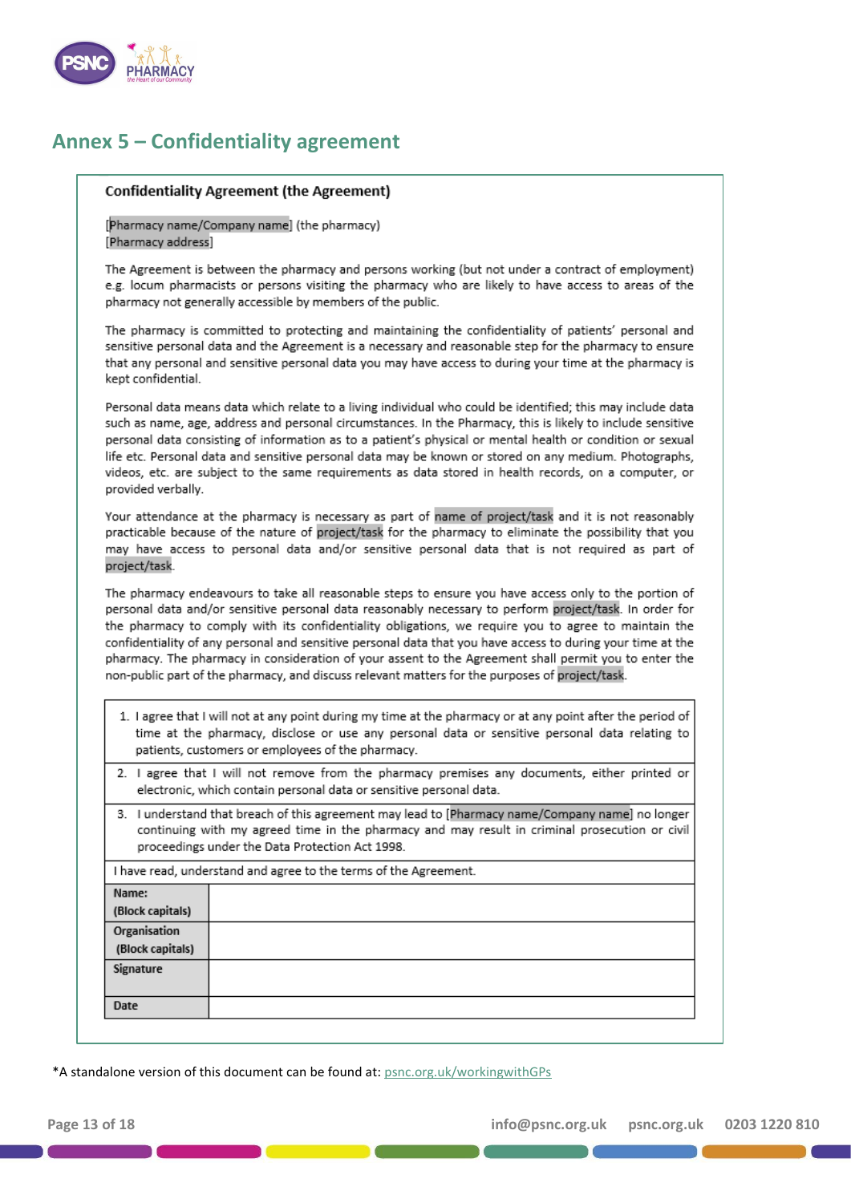## Annex 5 – Confidentiality agreement

**Confidentiality Agreement (the Agreement)**

[Pharmacy name/Company name] (the pharmacy)
[Pharmacy address]

The Agreement is between the pharmacy and persons working (but not under a contract of employment) e.g. locum pharmacists or persons visiting the pharmacy who are likely to have access to areas of the pharmacy not generally accessible by members of the public.

The pharmacy is committed to protecting and maintaining the confidentiality of patients' personal and sensitive personal data and the Agreement is a necessary and reasonable step for the pharmacy to ensure that any personal and sensitive personal data you may have access to during your time at the pharmacy is kept confidential.

Personal data means data which relate to a living individual who could be identified; this may include data such as name, age, address and personal circumstances. In the Pharmacy, this is likely to include sensitive personal data consisting of information as to a patient's physical or mental health or condition or sexual life etc. Personal data and sensitive personal data may be known or stored on any medium. Photographs, videos, etc. are subject to the same requirements as data stored in health records, on a computer, or provided verbally.

Your attendance at the pharmacy is necessary as part of name of project/task and it is not reasonably practicable because of the nature of project/task for the pharmacy to eliminate the possibility that you may have access to personal data and/or sensitive personal data that is not required as part of project/task.

The pharmacy endeavours to take all reasonable steps to ensure you have access only to the portion of personal data and/or sensitive personal data reasonably necessary to perform project/task. In order for the pharmacy to comply with its confidentiality obligations, we require you to agree to maintain the confidentiality of any personal and sensitive personal data that you have access to during your time at the pharmacy. The pharmacy in consideration of your assent to the Agreement shall permit you to enter the non-public part of the pharmacy, and discuss relevant matters for the purposes of project/task.

1. I agree that I will not at any point during my time at the pharmacy or at any point after the period of time at the pharmacy, disclose or use any personal data or sensitive personal data relating to patients, customers or employees of the pharmacy.
2. I agree that I will not remove from the pharmacy premises any documents, either printed or electronic, which contain personal data or sensitive personal data.
3. I understand that breach of this agreement may lead to [Pharmacy name/Company name] no longer continuing with my agreed time in the pharmacy and may result in criminal prosecution or civil proceedings under the Data Protection Act 1998.

I have read, understand and agree to the terms of the Agreement.

| | |
|---|---|
| **Name: (Block capitals)** | |
| **Organisation (Block capitals)** | |
| **Signature** | |
| **Date** | |

*A standalone version of this document can be found at: psnc.org.uk/workingwithGPs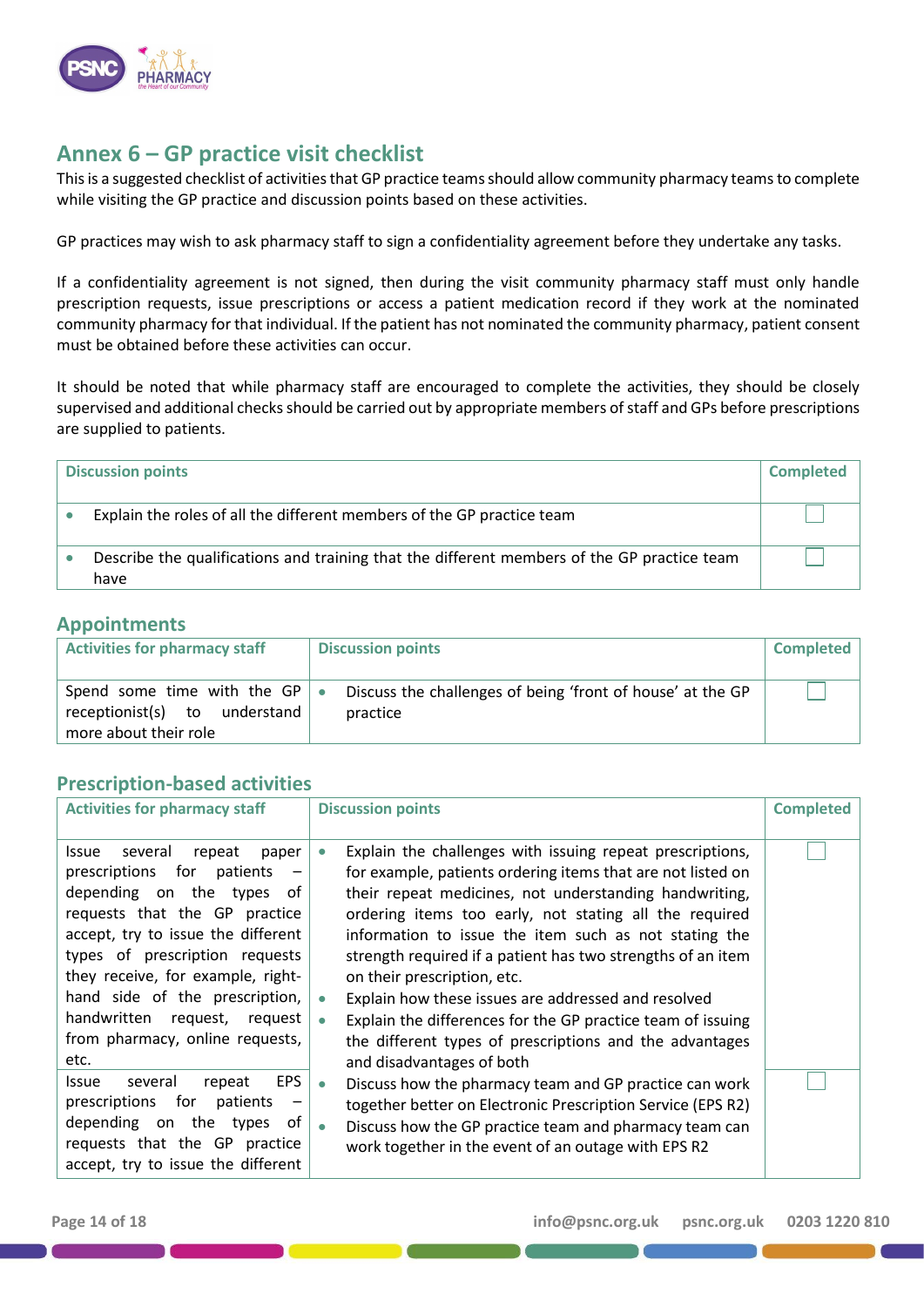## Annex 6 – GP practice visit checklist

This is a suggested checklist of activities that GP practice teams should allow community pharmacy teams to complete while visiting the GP practice and discussion points based on these activities.

GP practices may wish to ask pharmacy staff to sign a confidentiality agreement before they undertake any tasks.

If a confidentiality agreement is not signed, then during the visit community pharmacy staff must only handle prescription requests, issue prescriptions or access a patient medication record if they work at the nominated community pharmacy for that individual. If the patient has not nominated the community pharmacy, patient consent must be obtained before these activities can occur.

It should be noted that while pharmacy staff are encouraged to complete the activities, they should be closely supervised and additional checks should be carried out by appropriate members of staff and GPs before prescriptions are supplied to patients.

| Discussion points | Completed |
|---|---|
| • Explain the roles of all the different members of the GP practice team | ☐ |
| • Describe the qualifications and training that the different members of the GP practice team have | ☐ |

### Appointments

| Activities for pharmacy staff | Discussion points | Completed |
|---|---|---|
| Spend some time with the GP receptionist(s) to understand more about their role | • Discuss the challenges of being 'front of house' at the GP practice | ☐ |

### Prescription-based activities

| Activities for pharmacy staff | Discussion points | Completed |
|---|---|---|
| Issue several repeat paper prescriptions for patients – depending on the types of requests that the GP practice accept, try to issue the different types of prescription requests they receive, for example, right-hand side of the prescription, handwritten request, request from pharmacy, online requests, etc. | • Explain the challenges with issuing repeat prescriptions, for example, patients ordering items that are not listed on their repeat medicines, not understanding handwriting, ordering items too early, not stating all the required information to issue the item such as not stating the strength required if a patient has two strengths of an item on their prescription, etc.<br>• Explain how these issues are addressed and resolved<br>• Explain the differences for the GP practice team of issuing the different types of prescriptions and the advantages and disadvantages of both | ☐ |
| Issue several repeat EPS prescriptions for patients – depending on the types of requests that the GP practice accept, try to issue the different | • Discuss how the pharmacy team and GP practice can work together better on Electronic Prescription Service (EPS R2)<br>• Discuss how the GP practice team and pharmacy team can work together in the event of an outage with EPS R2 | ☐ |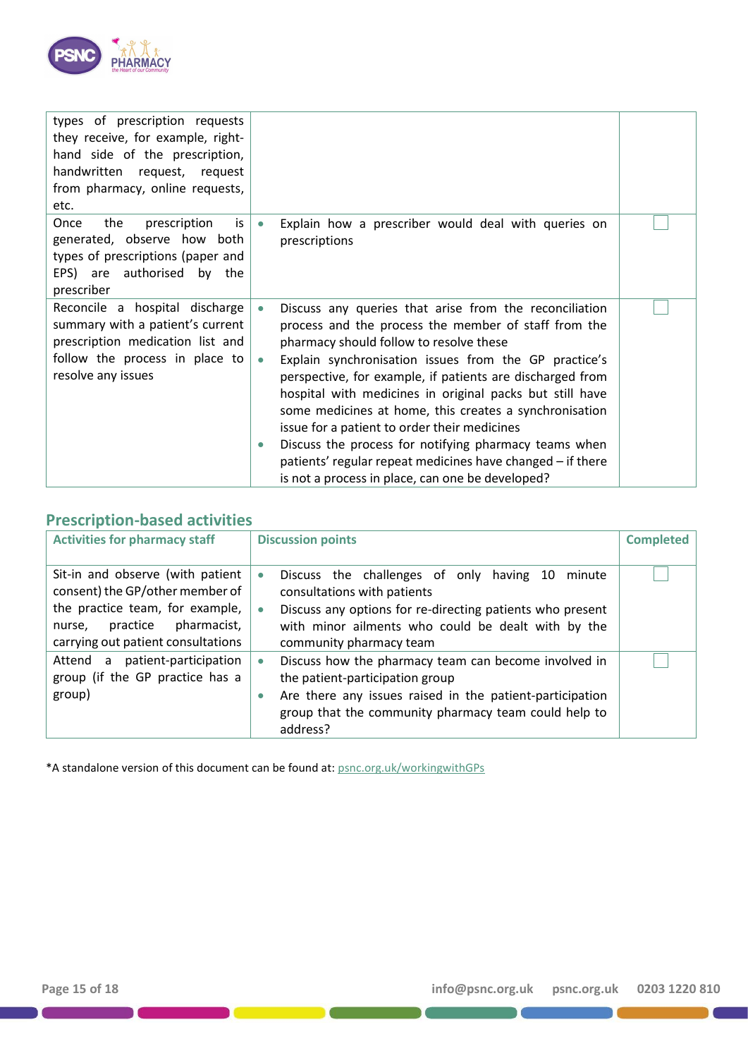| | | |
|---|---|---|
| types of prescription requests they receive, for example, right-hand side of the prescription, handwritten request, request from pharmacy, online requests, etc. | | |
| Once the prescription is generated, observe how both types of prescriptions (paper and EPS) are authorised by the prescriber | • Explain how a prescriber would deal with queries on prescriptions | ☐ |
| Reconcile a hospital discharge summary with a patient's current prescription medication list and follow the process in place to resolve any issues | • Discuss any queries that arise from the reconciliation process and the process the member of staff from the pharmacy should follow to resolve these<br>• Explain synchronisation issues from the GP practice's perspective, for example, if patients are discharged from hospital with medicines in original packs but still have some medicines at home, this creates a synchronisation issue for a patient to order their medicines<br>• Discuss the process for notifying pharmacy teams when patients' regular repeat medicines have changed – if there is not a process in place, can one be developed? | ☐ |

## Prescription-based activities

| Activities for pharmacy staff | Discussion points | Completed |
|---|---|---|
| Sit-in and observe (with patient consent) the GP/other member of the practice team, for example, nurse, practice pharmacist, carrying out patient consultations | • Discuss the challenges of only having 10 minute consultations with patients<br>• Discuss any options for re-directing patients who present with minor ailments who could be dealt with by the community pharmacy team | ☐ |
| Attend a patient-participation group (if the GP practice has a group) | • Discuss how the pharmacy team can become involved in the patient-participation group<br>• Are there any issues raised in the patient-participation group that the community pharmacy team could help to address? | ☐ |

*A standalone version of this document can be found at: psnc.org.uk/workingwithGPs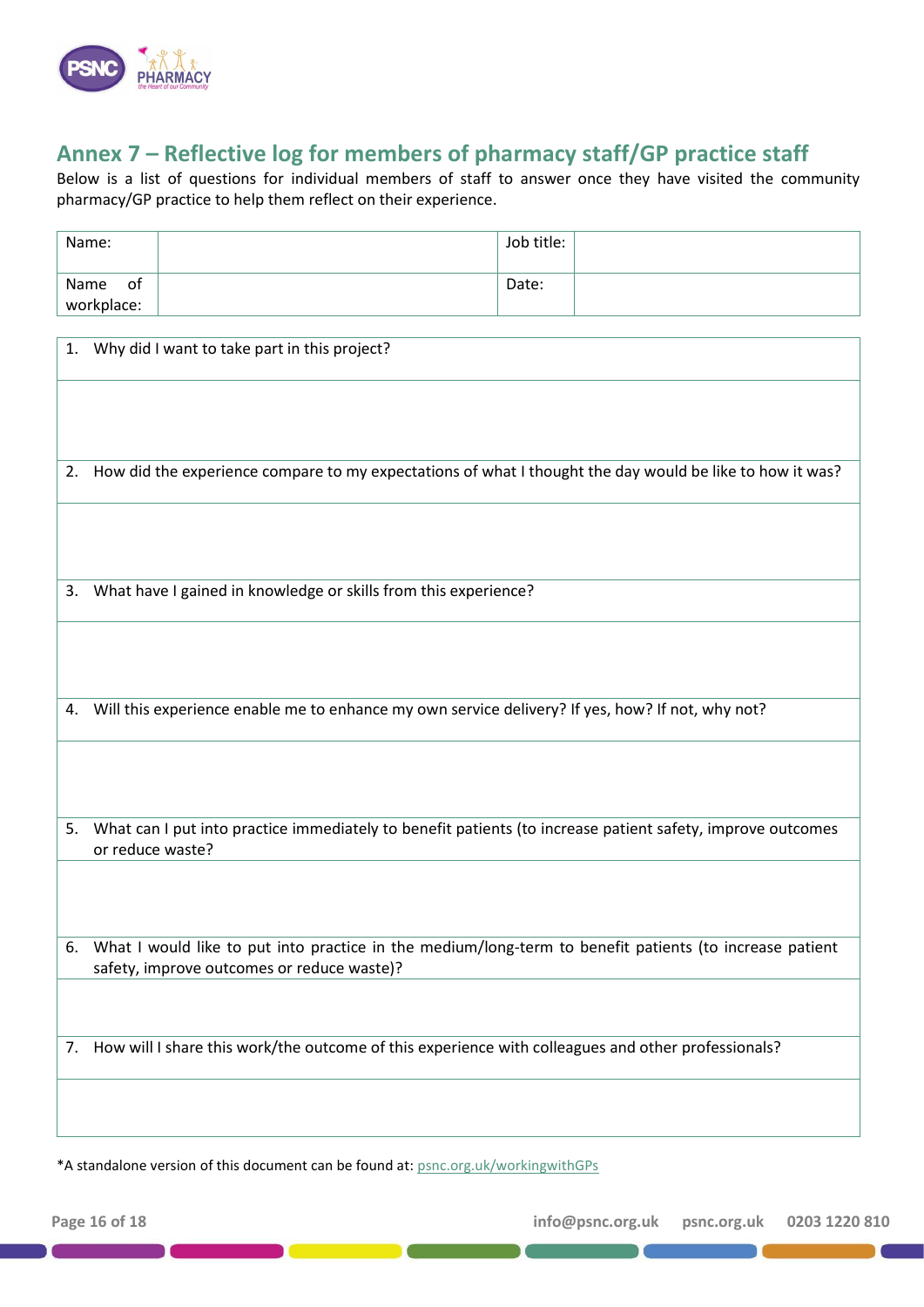## Annex 7 – Reflective log for members of pharmacy staff/GP practice staff

Below is a list of questions for individual members of staff to answer once they have visited the community pharmacy/GP practice to help them reflect on their experience.

| Name: | | Job title: | |
|---|---|---|---|
| Name of workplace: | | Date: | |

| |
|---|
| 1. Why did I want to take part in this project? |
| |
| 2. How did the experience compare to my expectations of what I thought the day would be like to how it was? |
| |
| 3. What have I gained in knowledge or skills from this experience? |
| |
| 4. Will this experience enable me to enhance my own service delivery? If yes, how? If not, why not? |
| |
| 5. What can I put into practice immediately to benefit patients (to increase patient safety, improve outcomes or reduce waste? |
| |
| 6. What I would like to put into practice in the medium/long-term to benefit patients (to increase patient safety, improve outcomes or reduce waste)? |
| |
| 7. How will I share this work/the outcome of this experience with colleagues and other professionals? |
| |

*A standalone version of this document can be found at: psnc.org.uk/workingwithGPs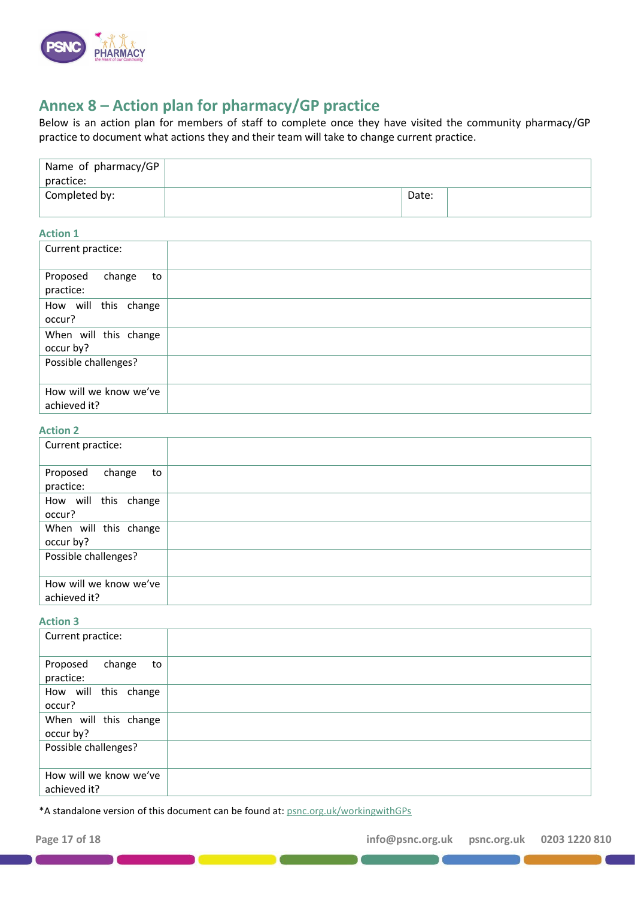## Annex 8 – Action plan for pharmacy/GP practice

Below is an action plan for members of staff to complete once they have visited the community pharmacy/GP practice to document what actions they and their team will take to change current practice.

| Name of pharmacy/GP practice: | | | |
|---|---|---|---|
| Completed by: | | Date: | |

### Action 1

| Current practice: | |
|---|---|
| Proposed change to practice: | |
| How will this change occur? | |
| When will this change occur by? | |
| Possible challenges? | |
| How will we know we've achieved it? | |

### Action 2

| Current practice: | |
|---|---|
| Proposed change to practice: | |
| How will this change occur? | |
| When will this change occur by? | |
| Possible challenges? | |
| How will we know we've achieved it? | |

### Action 3

| Current practice: | |
|---|---|
| Proposed change to practice: | |
| How will this change occur? | |
| When will this change occur by? | |
| Possible challenges? | |
| How will we know we've achieved it? | |

*A standalone version of this document can be found at: psnc.org.uk/workingwithGPs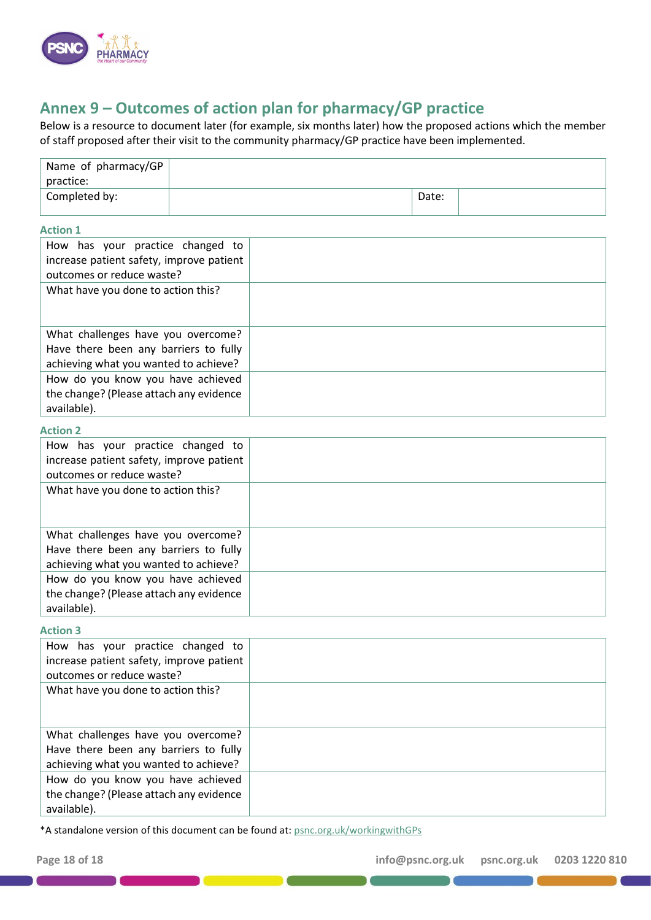## Annex 9 – Outcomes of action plan for pharmacy/GP practice

Below is a resource to document later (for example, six months later) how the proposed actions which the member of staff proposed after their visit to the community pharmacy/GP practice have been implemented.

| | | | |
|---|---|---|---|
| Name of pharmacy/GP practice: | | | |
| Completed by: | | Date: | |

### Action 1

| | |
|---|---|
| How has your practice changed to increase patient safety, improve patient outcomes or reduce waste? | |
| What have you done to action this? | |
| What challenges have you overcome? Have there been any barriers to fully achieving what you wanted to achieve? | |
| How do you know you have achieved the change? (Please attach any evidence available). | |

### Action 2

| | |
|---|---|
| How has your practice changed to increase patient safety, improve patient outcomes or reduce waste? | |
| What have you done to action this? | |
| What challenges have you overcome? Have there been any barriers to fully achieving what you wanted to achieve? | |
| How do you know you have achieved the change? (Please attach any evidence available). | |

### Action 3

| | |
|---|---|
| How has your practice changed to increase patient safety, improve patient outcomes or reduce waste? | |
| What have you done to action this? | |
| What challenges have you overcome? Have there been any barriers to fully achieving what you wanted to achieve? | |
| How do you know you have achieved the change? (Please attach any evidence available). | |

*A standalone version of this document can be found at: psnc.org.uk/workingwithGPs